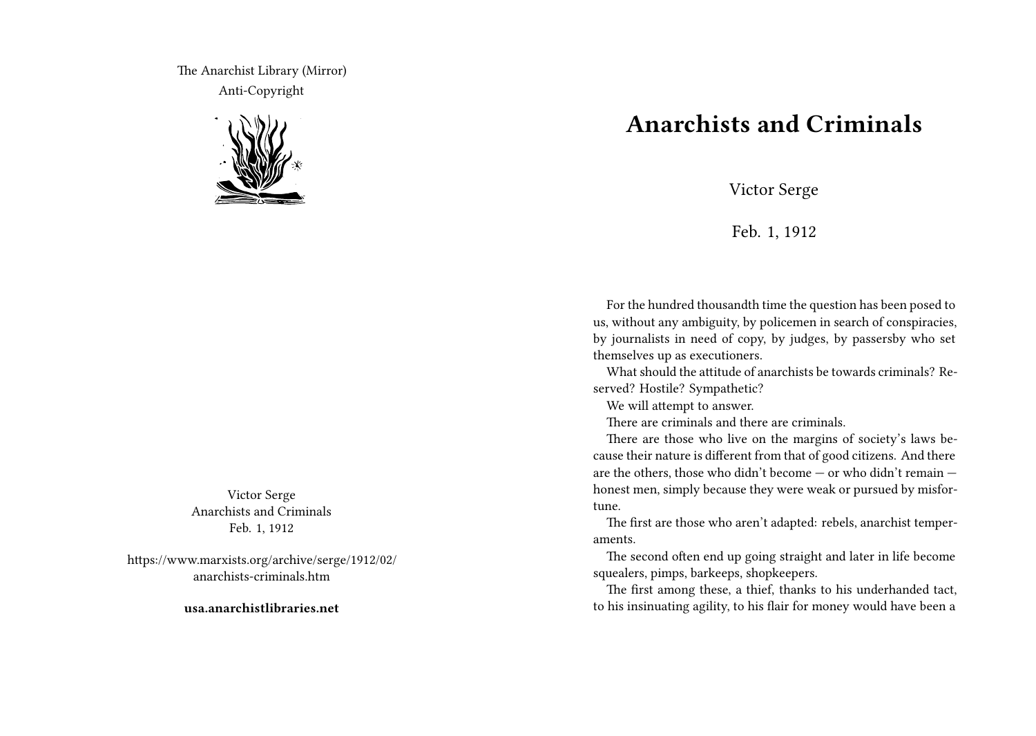The Anarchist Library (Mirror)
Anti-Copyright

Victor Serge
Anarchists and Criminals
Feb. 1, 1912

https://www.marxists.org/archive/serge/1912/02/anarchists-criminals.htm

**usa.anarchistlibraries.net**

# Anarchists and Criminals

Victor Serge

Feb. 1, 1912

For the hundred thousandth time the question has been posed to us, without any ambiguity, by policemen in search of conspiracies, by journalists in need of copy, by judges, by passersby who set themselves up as executioners.

What should the attitude of anarchists be towards criminals? Reserved? Hostile? Sympathetic?

We will attempt to answer.

There are criminals and there are criminals.

There are those who live on the margins of society's laws because their nature is different from that of good citizens. And there are the others, those who didn't become — or who didn't remain — honest men, simply because they were weak or pursued by misfortune.

The first are those who aren't adapted: rebels, anarchist temperaments.

The second often end up going straight and later in life become squealers, pimps, barkeeps, shopkeepers.

The first among these, a thief, thanks to his underhanded tact, to his insinuating agility, to his flair for money would have been a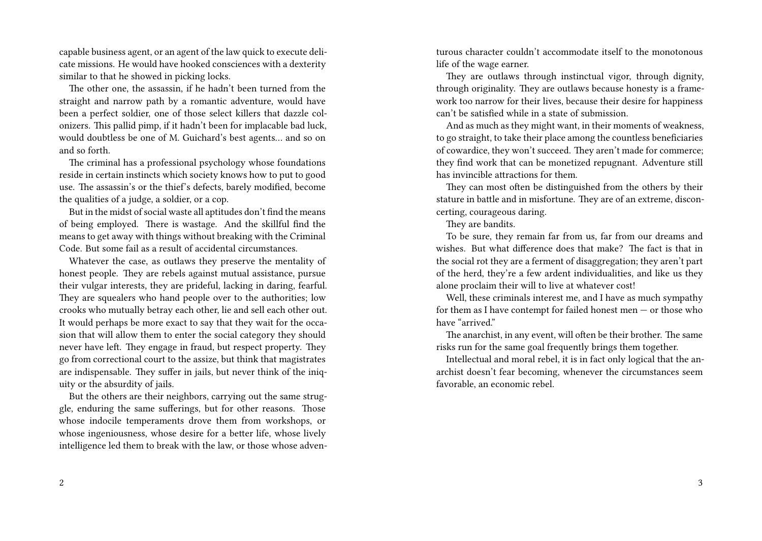capable business agent, or an agent of the law quick to execute delicate missions. He would have hooked consciences with a dexterity similar to that he showed in picking locks.

The other one, the assassin, if he hadn't been turned from the straight and narrow path by a romantic adventure, would have been a perfect soldier, one of those select killers that dazzle colonizers. This pallid pimp, if it hadn't been for implacable bad luck, would doubtless be one of M. Guichard's best agents… and so on and so forth.

The criminal has a professional psychology whose foundations reside in certain instincts which society knows how to put to good use. The assassin's or the thief's defects, barely modified, become the qualities of a judge, a soldier, or a cop.

But in the midst of social waste all aptitudes don't find the means of being employed. There is wastage. And the skillful find the means to get away with things without breaking with the Criminal Code. But some fail as a result of accidental circumstances.

Whatever the case, as outlaws they preserve the mentality of honest people. They are rebels against mutual assistance, pursue their vulgar interests, they are prideful, lacking in daring, fearful. They are squealers who hand people over to the authorities; low crooks who mutually betray each other, lie and sell each other out. It would perhaps be more exact to say that they wait for the occasion that will allow them to enter the social category they should never have left. They engage in fraud, but respect property. They go from correctional court to the assize, but think that magistrates are indispensable. They suffer in jails, but never think of the iniquity or the absurdity of jails.

But the others are their neighbors, carrying out the same struggle, enduring the same sufferings, but for other reasons. Those whose indocile temperaments drove them from workshops, or whose ingeniousness, whose desire for a better life, whose lively intelligence led them to break with the law, or those whose adventurous character couldn't accommodate itself to the monotonous life of the wage earner.

They are outlaws through instinctual vigor, through dignity, through originality. They are outlaws because honesty is a framework too narrow for their lives, because their desire for happiness can't be satisfied while in a state of submission.

And as much as they might want, in their moments of weakness, to go straight, to take their place among the countless beneficiaries of cowardice, they won't succeed. They aren't made for commerce; they find work that can be monetized repugnant. Adventure still has invincible attractions for them.

They can most often be distinguished from the others by their stature in battle and in misfortune. They are of an extreme, disconcerting, courageous daring.

They are bandits.

To be sure, they remain far from us, far from our dreams and wishes. But what difference does that make? The fact is that in the social rot they are a ferment of disaggregation; they aren't part of the herd, they're a few ardent individualities, and like us they alone proclaim their will to live at whatever cost!

Well, these criminals interest me, and I have as much sympathy for them as I have contempt for failed honest men — or those who have "arrived."

The anarchist, in any event, will often be their brother. The same risks run for the same goal frequently brings them together.

Intellectual and moral rebel, it is in fact only logical that the anarchist doesn't fear becoming, whenever the circumstances seem favorable, an economic rebel.